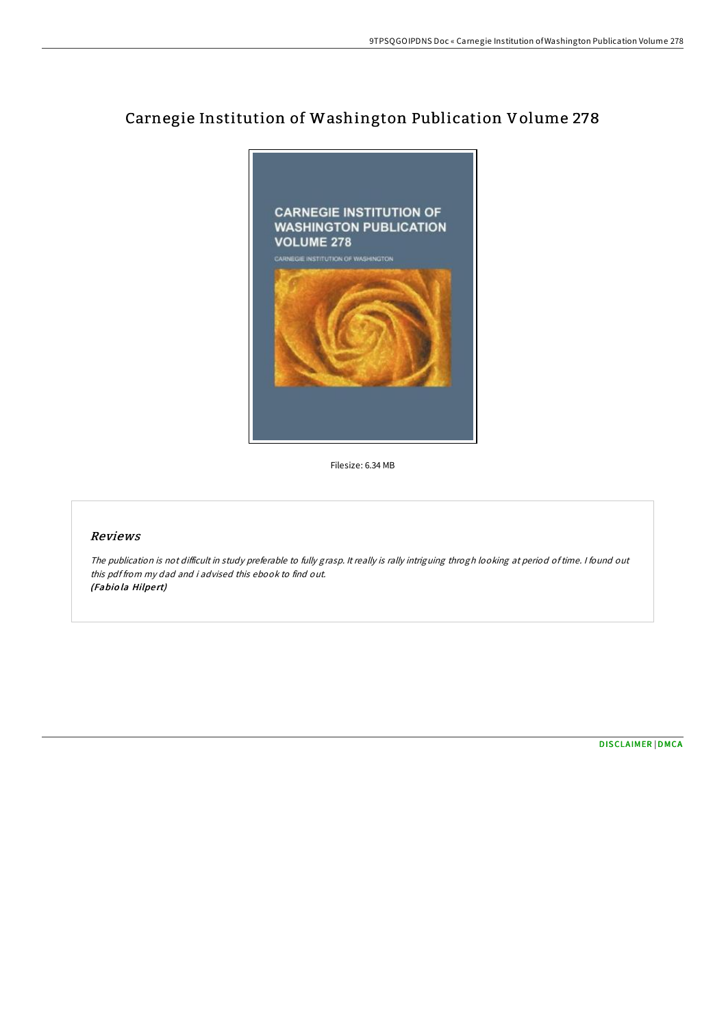# Carnegie Institution of Washington Publication Volume 278

Filesize: 6.34 MB

## Reviews

*The publication is not difficult in study preferable to fully grasp. It really is rally intriguing throgh looking at period of time. I found out this pdf from my dad and i advised this ebook to find out.*
*(Fabiola Hilpert)*

DISCLAIMER | DMCA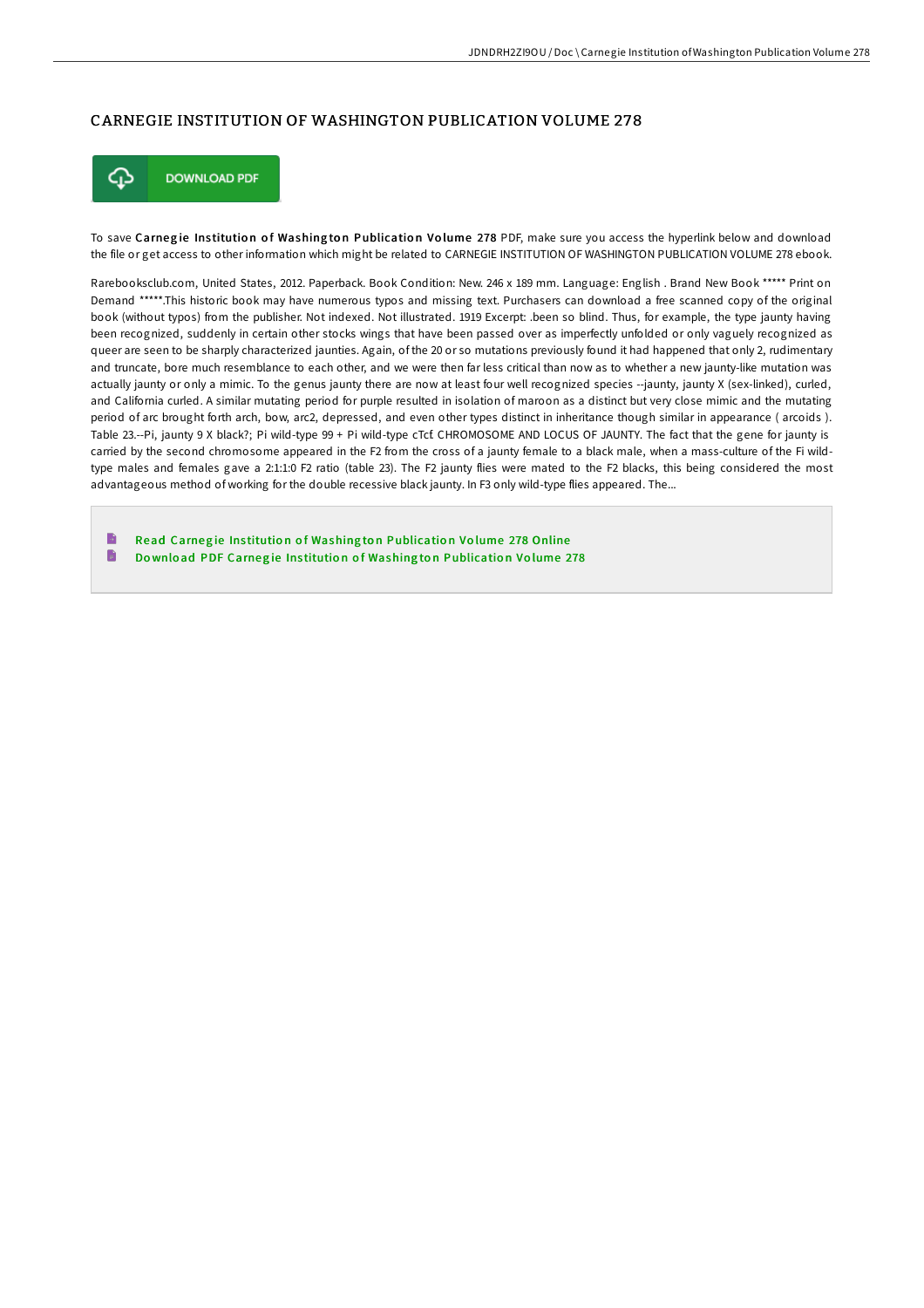# CARNEGIE INSTITUTION OF WASHINGTON PUBLICATION VOLUME 278

DOWNLOAD PDF

To save **Carnegie Institution of Washington Publication Volume 278** PDF, make sure you access the hyperlink below and download the file or get access to other information which might be related to CARNEGIE INSTITUTION OF WASHINGTON PUBLICATION VOLUME 278 ebook.

Rarebooksclub.com, United States, 2012. Paperback. Book Condition: New. 246 x 189 mm. Language: English . Brand New Book ***** Print on Demand *****.This historic book may have numerous typos and missing text. Purchasers can download a free scanned copy of the original book (without typos) from the publisher. Not indexed. Not illustrated. 1919 Excerpt: .been so blind. Thus, for example, the type jaunty having been recognized, suddenly in certain other stocks wings that have been passed over as imperfectly unfolded or only vaguely recognized as queer are seen to be sharply characterized jaunties. Again, of the 20 or so mutations previously found it had happened that only 2, rudimentary and truncate, bore much resemblance to each other, and we were then far less critical than now as to whether a new jaunty-like mutation was actually jaunty or only a mimic. To the genus jaunty there are now at least four well recognized species --jaunty, jaunty X (sex-linked), curled, and California curled. A similar mutating period for purple resulted in isolation of maroon as a distinct but very close mimic and the mutating period of arc brought forth arch, bow, arc2, depressed, and even other types distinct in inheritance though similar in appearance ( arcoids ). Table 23.--Pi, jaunty 9 X black?; Pi wild-type 99 + Pi wild-type cTc£ CHROMOSOME AND LOCUS OF JAUNTY. The fact that the gene for jaunty is carried by the second chromosome appeared in the F2 from the cross of a jaunty female to a black male, when a mass-culture of the Fi wild-type males and females gave a 2:1:1:0 F2 ratio (table 23). The F2 jaunty flies were mated to the F2 blacks, this being considered the most advantageous method of working for the double recessive black jaunty. In F3 only wild-type flies appeared. The...

- Read Carnegie Institution of Washington Publication Volume 278 Online
- Download PDF Carnegie Institution of Washington Publication Volume 278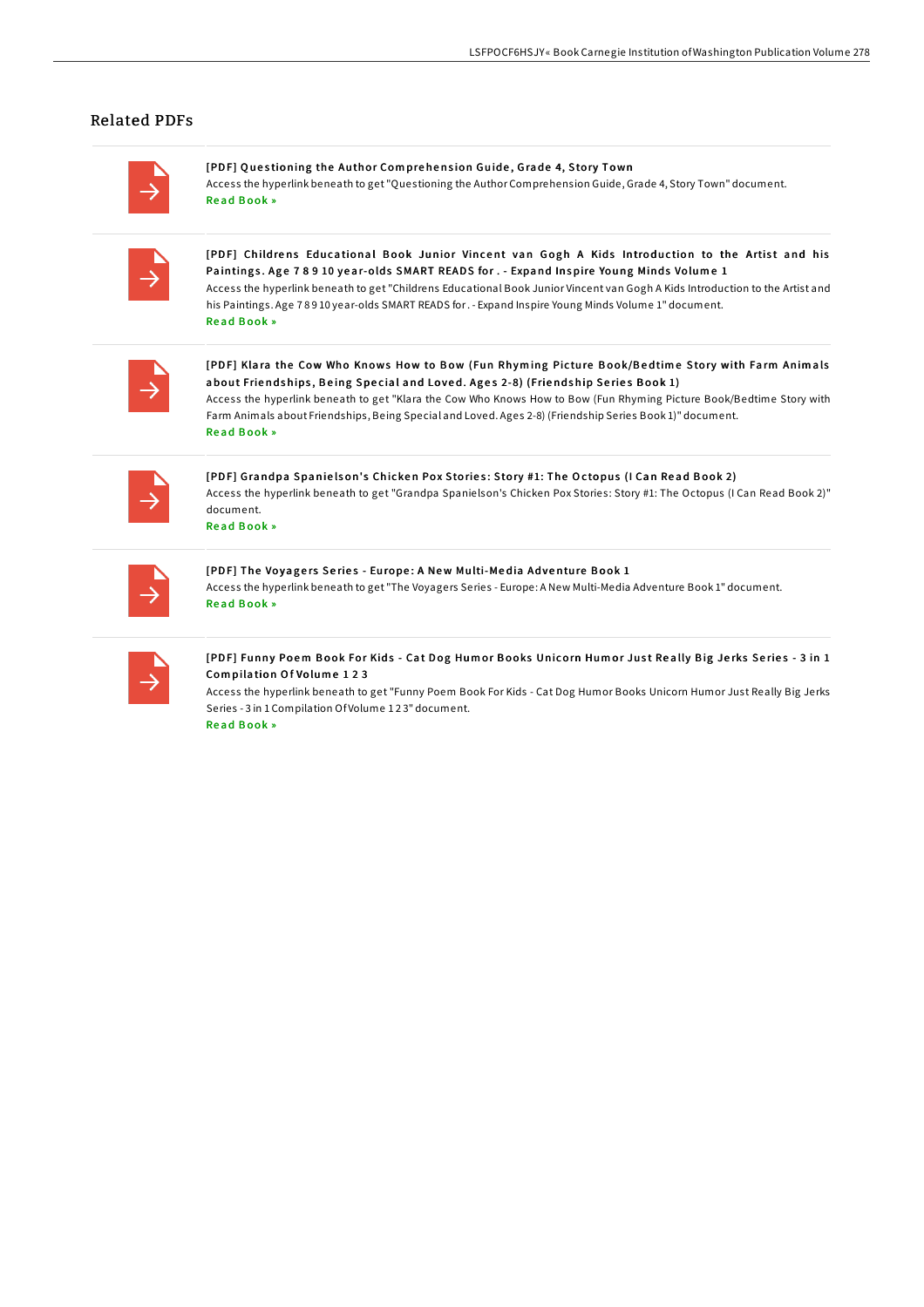## Related PDFs

**[PDF] Questioning the Author Comprehension Guide, Grade 4, Story Town**
Access the hyperlink beneath to get "Questioning the Author Comprehension Guide, Grade 4, Story Town" document.
Read Book »

**[PDF] Childrens Educational Book Junior Vincent van Gogh A Kids Introduction to the Artist and his Paintings. Age 7 8 9 10 year-olds SMART READS for . - Expand Inspire Young Minds Volume 1**
Access the hyperlink beneath to get "Childrens Educational Book Junior Vincent van Gogh A Kids Introduction to the Artist and his Paintings. Age 7 8 9 10 year-olds SMART READS for . - Expand Inspire Young Minds Volume 1" document.
Read Book »

**[PDF] Klara the Cow Who Knows How to Bow (Fun Rhyming Picture Book/Bedtime Story with Farm Animals about Friendships, Being Special and Loved. Ages 2-8) (Friendship Series Book 1)**
Access the hyperlink beneath to get "Klara the Cow Who Knows How to Bow (Fun Rhyming Picture Book/Bedtime Story with Farm Animals about Friendships, Being Special and Loved. Ages 2-8) (Friendship Series Book 1)" document.
Read Book »

**[PDF] Grandpa Spanielson's Chicken Pox Stories: Story #1: The Octopus (I Can Read Book 2)**
Access the hyperlink beneath to get "Grandpa Spanielson's Chicken Pox Stories: Story #1: The Octopus (I Can Read Book 2)" document.
Read Book »

**[PDF] The Voyagers Series - Europe: A New Multi-Media Adventure Book 1**
Access the hyperlink beneath to get "The Voyagers Series - Europe: A New Multi-Media Adventure Book 1" document.
Read Book »

**[PDF] Funny Poem Book For Kids - Cat Dog Humor Books Unicorn Humor Just Really Big Jerks Series - 3 in 1 Compilation Of Volume 1 2 3**
Access the hyperlink beneath to get "Funny Poem Book For Kids - Cat Dog Humor Books Unicorn Humor Just Really Big Jerks Series - 3 in 1 Compilation Of Volume 1 2 3" document.
Read Book »